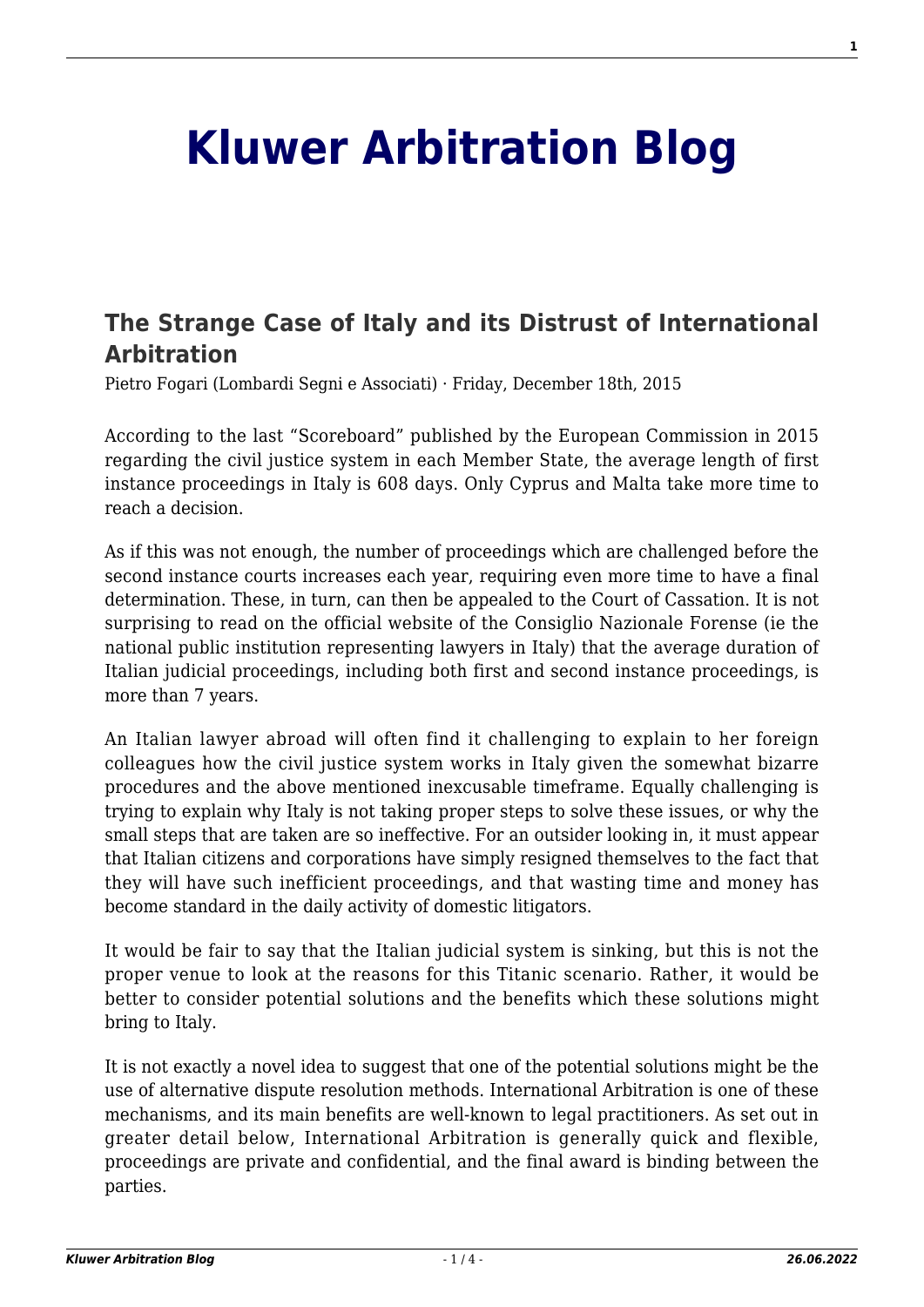# Kluwer Arbitration Blog

## The Strange Case of Italy and its Distrust of International Arbitration

Pietro Fogari (Lombardi Segni e Associati) · Friday, December 18th, 2015

According to the last "Scoreboard" published by the European Commission in 2015 regarding the civil justice system in each Member State, the average length of first instance proceedings in Italy is 608 days. Only Cyprus and Malta take more time to reach a decision.

As if this was not enough, the number of proceedings which are challenged before the second instance courts increases each year, requiring even more time to have a final determination. These, in turn, can then be appealed to the Court of Cassation. It is not surprising to read on the official website of the Consiglio Nazionale Forense (ie the national public institution representing lawyers in Italy) that the average duration of Italian judicial proceedings, including both first and second instance proceedings, is more than 7 years.

An Italian lawyer abroad will often find it challenging to explain to her foreign colleagues how the civil justice system works in Italy given the somewhat bizarre procedures and the above mentioned inexcusable timeframe. Equally challenging is trying to explain why Italy is not taking proper steps to solve these issues, or why the small steps that are taken are so ineffective. For an outsider looking in, it must appear that Italian citizens and corporations have simply resigned themselves to the fact that they will have such inefficient proceedings, and that wasting time and money has become standard in the daily activity of domestic litigators.

It would be fair to say that the Italian judicial system is sinking, but this is not the proper venue to look at the reasons for this Titanic scenario. Rather, it would be better to consider potential solutions and the benefits which these solutions might bring to Italy.

It is not exactly a novel idea to suggest that one of the potential solutions might be the use of alternative dispute resolution methods. International Arbitration is one of these mechanisms, and its main benefits are well-known to legal practitioners. As set out in greater detail below, International Arbitration is generally quick and flexible, proceedings are private and confidential, and the final award is binding between the parties.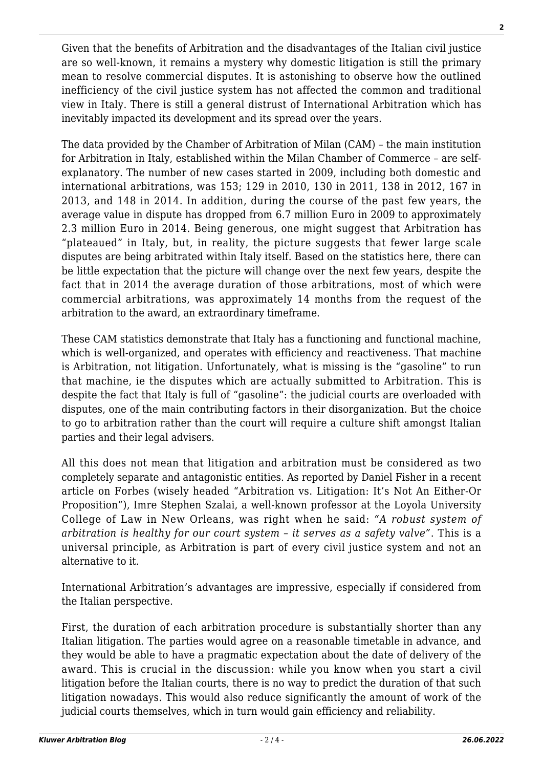Given that the benefits of Arbitration and the disadvantages of the Italian civil justice are so well-known, it remains a mystery why domestic litigation is still the primary mean to resolve commercial disputes. It is astonishing to observe how the outlined inefficiency of the civil justice system has not affected the common and traditional view in Italy. There is still a general distrust of International Arbitration which has inevitably impacted its development and its spread over the years.

The data provided by the Chamber of Arbitration of Milan (CAM) – the main institution for Arbitration in Italy, established within the Milan Chamber of Commerce – are self-explanatory. The number of new cases started in 2009, including both domestic and international arbitrations, was 153; 129 in 2010, 130 in 2011, 138 in 2012, 167 in 2013, and 148 in 2014. In addition, during the course of the past few years, the average value in dispute has dropped from 6.7 million Euro in 2009 to approximately 2.3 million Euro in 2014. Being generous, one might suggest that Arbitration has "plateaued" in Italy, but, in reality, the picture suggests that fewer large scale disputes are being arbitrated within Italy itself. Based on the statistics here, there can be little expectation that the picture will change over the next few years, despite the fact that in 2014 the average duration of those arbitrations, most of which were commercial arbitrations, was approximately 14 months from the request of the arbitration to the award, an extraordinary timeframe.

These CAM statistics demonstrate that Italy has a functioning and functional machine, which is well-organized, and operates with efficiency and reactiveness. That machine is Arbitration, not litigation. Unfortunately, what is missing is the "gasoline" to run that machine, ie the disputes which are actually submitted to Arbitration. This is despite the fact that Italy is full of "gasoline": the judicial courts are overloaded with disputes, one of the main contributing factors in their disorganization. But the choice to go to arbitration rather than the court will require a culture shift amongst Italian parties and their legal advisers.

All this does not mean that litigation and arbitration must be considered as two completely separate and antagonistic entities. As reported by Daniel Fisher in a recent article on Forbes (wisely headed "Arbitration vs. Litigation: It's Not An Either-Or Proposition"), Imre Stephen Szalai, a well-known professor at the Loyola University College of Law in New Orleans, was right when he said: *"A robust system of arbitration is healthy for our court system – it serves as a safety valve"*. This is a universal principle, as Arbitration is part of every civil justice system and not an alternative to it.

International Arbitration's advantages are impressive, especially if considered from the Italian perspective.

First, the duration of each arbitration procedure is substantially shorter than any Italian litigation. The parties would agree on a reasonable timetable in advance, and they would be able to have a pragmatic expectation about the date of delivery of the award. This is crucial in the discussion: while you know when you start a civil litigation before the Italian courts, there is no way to predict the duration of that such litigation nowadays. This would also reduce significantly the amount of work of the judicial courts themselves, which in turn would gain efficiency and reliability.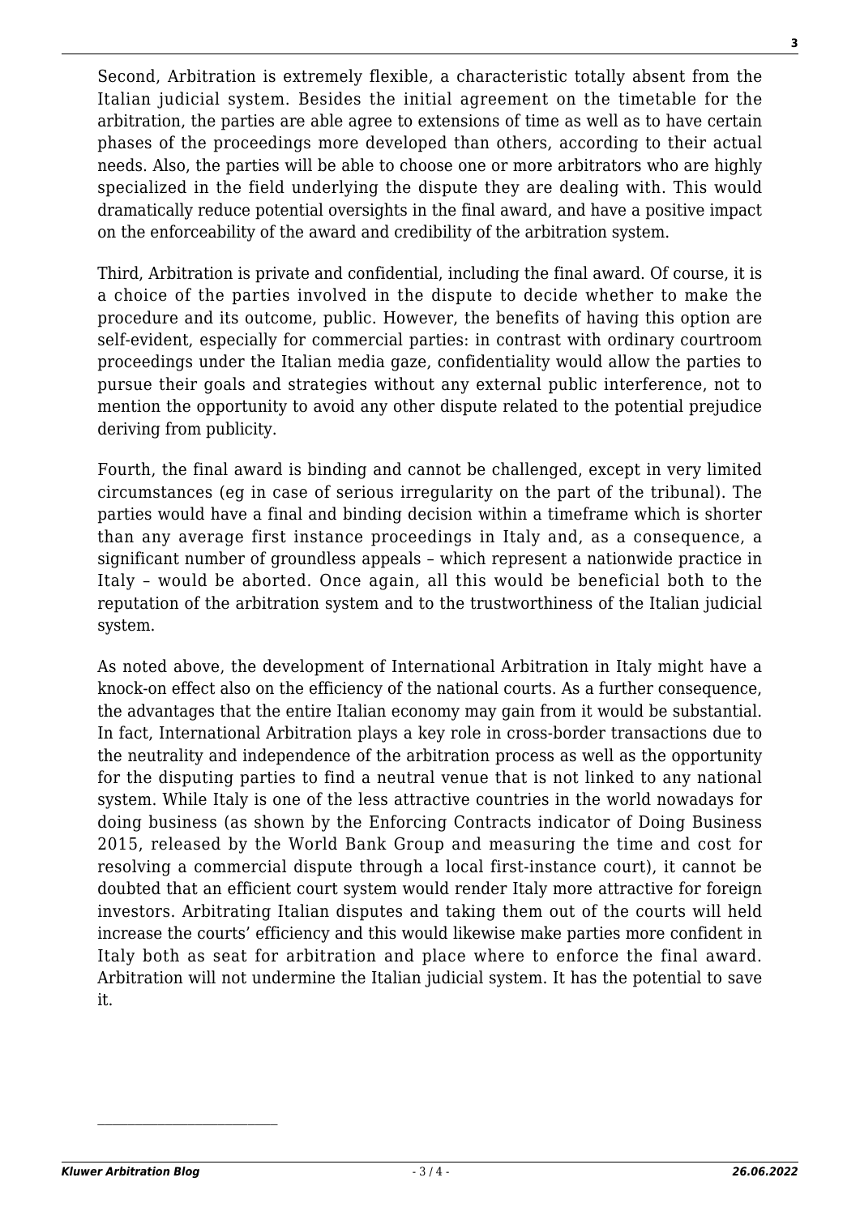Second, Arbitration is extremely flexible, a characteristic totally absent from the Italian judicial system. Besides the initial agreement on the timetable for the arbitration, the parties are able agree to extensions of time as well as to have certain phases of the proceedings more developed than others, according to their actual needs. Also, the parties will be able to choose one or more arbitrators who are highly specialized in the field underlying the dispute they are dealing with. This would dramatically reduce potential oversights in the final award, and have a positive impact on the enforceability of the award and credibility of the arbitration system.

Third, Arbitration is private and confidential, including the final award. Of course, it is a choice of the parties involved in the dispute to decide whether to make the procedure and its outcome, public. However, the benefits of having this option are self-evident, especially for commercial parties: in contrast with ordinary courtroom proceedings under the Italian media gaze, confidentiality would allow the parties to pursue their goals and strategies without any external public interference, not to mention the opportunity to avoid any other dispute related to the potential prejudice deriving from publicity.

Fourth, the final award is binding and cannot be challenged, except in very limited circumstances (eg in case of serious irregularity on the part of the tribunal). The parties would have a final and binding decision within a timeframe which is shorter than any average first instance proceedings in Italy and, as a consequence, a significant number of groundless appeals – which represent a nationwide practice in Italy – would be aborted. Once again, all this would be beneficial both to the reputation of the arbitration system and to the trustworthiness of the Italian judicial system.

As noted above, the development of International Arbitration in Italy might have a knock-on effect also on the efficiency of the national courts. As a further consequence, the advantages that the entire Italian economy may gain from it would be substantial. In fact, International Arbitration plays a key role in cross-border transactions due to the neutrality and independence of the arbitration process as well as the opportunity for the disputing parties to find a neutral venue that is not linked to any national system. While Italy is one of the less attractive countries in the world nowadays for doing business (as shown by the Enforcing Contracts indicator of Doing Business 2015, released by the World Bank Group and measuring the time and cost for resolving a commercial dispute through a local first-instance court), it cannot be doubted that an efficient court system would render Italy more attractive for foreign investors. Arbitrating Italian disputes and taking them out of the courts will held increase the courts' efficiency and this would likewise make parties more confident in Italy both as seat for arbitration and place where to enforce the final award. Arbitration will not undermine the Italian judicial system. It has the potential to save it.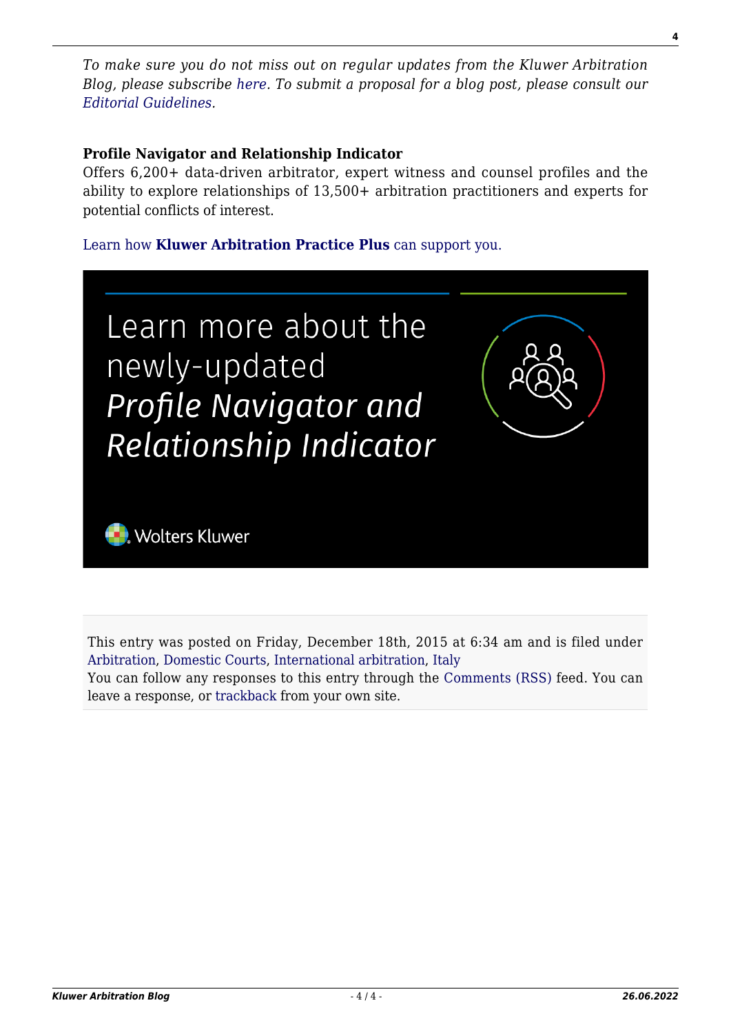*To make sure you do not miss out on regular updates from the Kluwer Arbitration Blog, please subscribe here. To submit a proposal for a blog post, please consult our Editorial Guidelines.*

**Profile Navigator and Relationship Indicator**

Offers 6,200+ data-driven arbitrator, expert witness and counsel profiles and the ability to explore relationships of 13,500+ arbitration practitioners and experts for potential conflicts of interest.

Learn how **Kluwer Arbitration Practice Plus** can support you.

Learn more about the newly-updated *Profile Navigator and Relationship Indicator*

Wolters Kluwer

This entry was posted on Friday, December 18th, 2015 at 6:34 am and is filed under Arbitration, Domestic Courts, International arbitration, Italy

You can follow any responses to this entry through the Comments (RSS) feed. You can leave a response, or trackback from your own site.